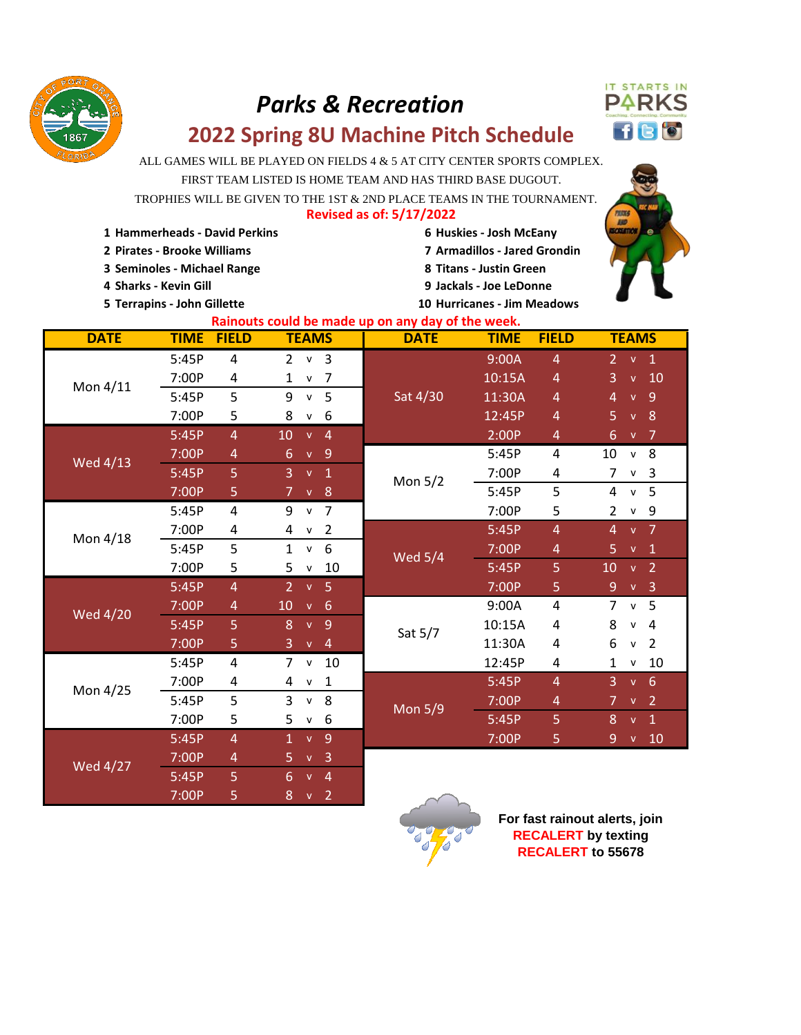# Parks & Recreation

## 2022 Spring 8U Machine Pitch Schedule

ALL GAMES WILL BE PLAYED ON FIELDS 4 & 5 AT CITY CENTER SPORTS COMPLEX.

FIRST TEAM LISTED IS HOME TEAM AND HAS THIRD BASE DUGOUT.

TROPHIES WILL BE GIVEN TO THE 1ST & 2ND PLACE TEAMS IN THE TOURNAMENT.

**Revised as of: 5/17/2022**

**1 Hammerheads - David Perkins**
**2 Pirates - Brooke Williams**
**3 Seminoles - Michael Range**
**4 Sharks - Kevin Gill**
**5 Terrapins - John Gillette**
**6 Huskies - Josh McEany**
**7 Armadillos - Jared Grondin**
**8 Titans - Justin Green**
**9 Jackals - Joe LeDonne**
**10 Hurricanes - Jim Meadows**

**Rainouts could be made up on any day of the week.**

| DATE | TIME | FIELD | TEAMS |
|---|---|---|---|
| Mon 4/11 | 5:45P | 4 | 2 v 3 |
| | 7:00P | 4 | 1 v 7 |
| | 5:45P | 5 | 9 v 5 |
| | 7:00P | 5 | 8 v 6 |
| Wed 4/13 | 5:45P | 4 | 10 v 4 |
| | 7:00P | 4 | 6 v 9 |
| | 5:45P | 5 | 3 v 1 |
| | 7:00P | 5 | 7 v 8 |
| Mon 4/18 | 5:45P | 4 | 9 v 7 |
| | 7:00P | 4 | 4 v 2 |
| | 5:45P | 5 | 1 v 6 |
| | 7:00P | 5 | 5 v 10 |
| Wed 4/20 | 5:45P | 4 | 2 v 5 |
| | 7:00P | 4 | 10 v 6 |
| | 5:45P | 5 | 8 v 9 |
| | 7:00P | 5 | 3 v 4 |
| Mon 4/25 | 5:45P | 4 | 7 v 10 |
| | 7:00P | 4 | 4 v 1 |
| | 5:45P | 5 | 3 v 8 |
| | 7:00P | 5 | 5 v 6 |
| Wed 4/27 | 5:45P | 4 | 1 v 9 |
| | 7:00P | 4 | 5 v 3 |
| | 5:45P | 5 | 6 v 4 |
| | 7:00P | 5 | 8 v 2 |
| Sat 4/30 | 9:00A | 4 | 2 v 1 |
| | 10:15A | 4 | 3 v 10 |
| | 11:30A | 4 | 4 v 9 |
| | 12:45P | 4 | 5 v 8 |
| | 2:00P | 4 | 6 v 7 |
| Mon 5/2 | 5:45P | 4 | 10 v 8 |
| | 7:00P | 4 | 7 v 3 |
| | 5:45P | 5 | 4 v 5 |
| | 7:00P | 5 | 2 v 9 |
| Wed 5/4 | 5:45P | 4 | 4 v 7 |
| | 7:00P | 4 | 5 v 1 |
| | 5:45P | 5 | 10 v 2 |
| | 7:00P | 5 | 9 v 3 |
| Sat 5/7 | 9:00A | 4 | 7 v 5 |
| | 10:15A | 4 | 8 v 4 |
| | 11:30A | 4 | 6 v 2 |
| | 12:45P | 4 | 1 v 10 |
| Mon 5/9 | 5:45P | 4 | 3 v 6 |
| | 7:00P | 4 | 7 v 2 |
| | 5:45P | 5 | 8 v 1 |
| | 7:00P | 5 | 9 v 10 |

**For fast rainout alerts, join RECALERT by texting RECALERT to 55678**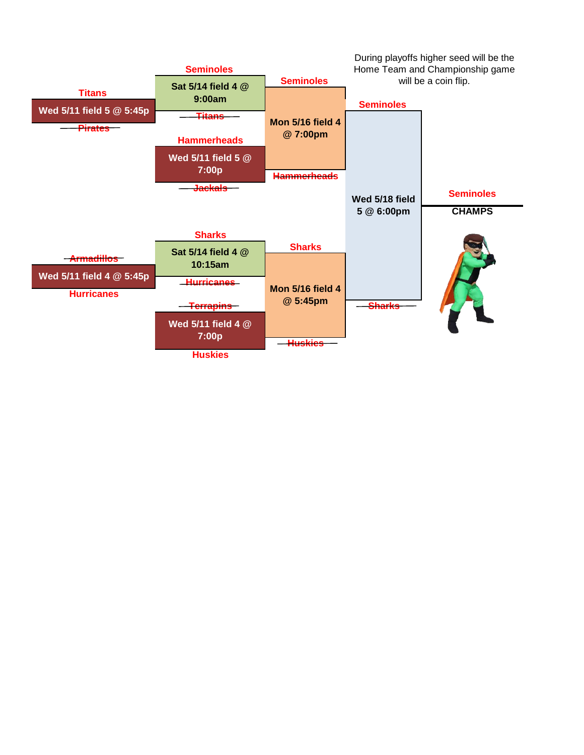During playoffs higher seed will be the Home Team and Championship game will be a coin flip.

Titans

Wed 5/11 field 5 @ 5:45p

~~Pirates~~

Seminoles

Sat 5/14 field 4 @ 9:00am

~~Titans~~

Hammerheads

Wed 5/11 field 5 @ 7:00p

~~Jackals~~

Seminoles

Mon 5/16 field 4 @ 7:00pm

~~Hammerheads~~

Seminoles

Wed 5/18 field 5 @ 6:00pm

~~Sharks~~

Seminoles

CHAMPS

~~Armadillos~~

Wed 5/11 field 4 @ 5:45p

Hurricanes

Sharks

Sat 5/14 field 4 @ 10:15am

~~Hurricanes~~

~~Terrapins~~

Wed 5/11 field 4 @ 7:00p

Huskies

Sharks

Mon 5/16 field 4 @ 5:45pm

~~Huskies~~